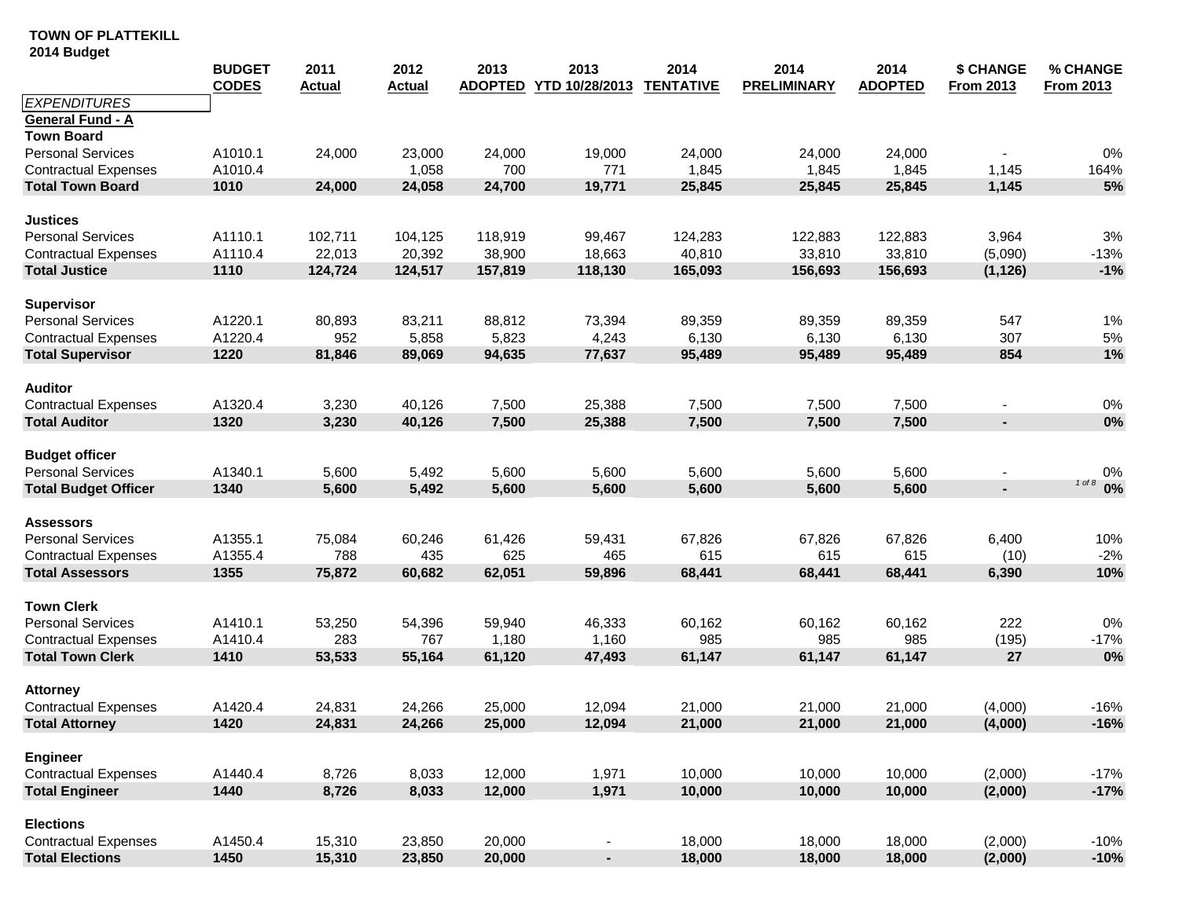**TOWN OF PLATTEKILL**
**2014 Budget**

| | BUDGET CODES | 2011 Actual | 2012 Actual | 2013 ADOPTED | 2013 YTD 10/28/2013 | 2014 TENTATIVE | 2014 PRELIMINARY | 2014 ADOPTED | $ CHANGE From 2013 | % CHANGE From 2013 |
|---|---|---|---|---|---|---|---|---|---|---|
| *EXPENDITURES* | | | | | | | | | | |
| **General Fund - A** | | | | | | | | | | |
| **Town Board** | | | | | | | | | | |
| Personal Services | A1010.1 | 24,000 | 23,000 | 24,000 | 19,000 | 24,000 | 24,000 | 24,000 | - | 0% |
| Contractual Expenses | A1010.4 | | 1,058 | 700 | 771 | 1,845 | 1,845 | 1,845 | 1,145 | 164% |
| **Total Town Board** | **1010** | **24,000** | **24,058** | **24,700** | **19,771** | **25,845** | **25,845** | **25,845** | **1,145** | **5%** |
| **Justices** | | | | | | | | | | |
| Personal Services | A1110.1 | 102,711 | 104,125 | 118,919 | 99,467 | 124,283 | 122,883 | 122,883 | 3,964 | 3% |
| Contractual Expenses | A1110.4 | 22,013 | 20,392 | 38,900 | 18,663 | 40,810 | 33,810 | 33,810 | (5,090) | -13% |
| **Total Justice** | **1110** | **124,724** | **124,517** | **157,819** | **118,130** | **165,093** | **156,693** | **156,693** | **(1,126)** | **-1%** |
| **Supervisor** | | | | | | | | | | |
| Personal Services | A1220.1 | 80,893 | 83,211 | 88,812 | 73,394 | 89,359 | 89,359 | 89,359 | 547 | 1% |
| Contractual Expenses | A1220.4 | 952 | 5,858 | 5,823 | 4,243 | 6,130 | 6,130 | 6,130 | 307 | 5% |
| **Total Supervisor** | **1220** | **81,846** | **89,069** | **94,635** | **77,637** | **95,489** | **95,489** | **95,489** | **854** | **1%** |
| **Auditor** | | | | | | | | | | |
| Contractual Expenses | A1320.4 | 3,230 | 40,126 | 7,500 | 25,388 | 7,500 | 7,500 | 7,500 | - | 0% |
| **Total Auditor** | **1320** | **3,230** | **40,126** | **7,500** | **25,388** | **7,500** | **7,500** | **7,500** | **-** | **0%** |
| **Budget officer** | | | | | | | | | | |
| Personal Services | A1340.1 | 5,600 | 5,492 | 5,600 | 5,600 | 5,600 | 5,600 | 5,600 | - | 0% |
| **Total Budget Officer** | **1340** | **5,600** | **5,492** | **5,600** | **5,600** | **5,600** | **5,600** | **5,600** | **-** | **0%** |
| **Assessors** | | | | | | | | | | |
| Personal Services | A1355.1 | 75,084 | 60,246 | 61,426 | 59,431 | 67,826 | 67,826 | 67,826 | 6,400 | 10% |
| Contractual Expenses | A1355.4 | 788 | 435 | 625 | 465 | 615 | 615 | 615 | (10) | -2% |
| **Total Assessors** | **1355** | **75,872** | **60,682** | **62,051** | **59,896** | **68,441** | **68,441** | **68,441** | **6,390** | **10%** |
| **Town Clerk** | | | | | | | | | | |
| Personal Services | A1410.1 | 53,250 | 54,396 | 59,940 | 46,333 | 60,162 | 60,162 | 60,162 | 222 | 0% |
| Contractual Expenses | A1410.4 | 283 | 767 | 1,180 | 1,160 | 985 | 985 | 985 | (195) | -17% |
| **Total Town Clerk** | **1410** | **53,533** | **55,164** | **61,120** | **47,493** | **61,147** | **61,147** | **61,147** | **27** | **0%** |
| **Attorney** | | | | | | | | | | |
| Contractual Expenses | A1420.4 | 24,831 | 24,266 | 25,000 | 12,094 | 21,000 | 21,000 | 21,000 | (4,000) | -16% |
| **Total Attorney** | **1420** | **24,831** | **24,266** | **25,000** | **12,094** | **21,000** | **21,000** | **21,000** | **(4,000)** | **-16%** |
| **Engineer** | | | | | | | | | | |
| Contractual Expenses | A1440.4 | 8,726 | 8,033 | 12,000 | 1,971 | 10,000 | 10,000 | 10,000 | (2,000) | -17% |
| **Total Engineer** | **1440** | **8,726** | **8,033** | **12,000** | **1,971** | **10,000** | **10,000** | **10,000** | **(2,000)** | **-17%** |
| **Elections** | | | | | | | | | | |
| Contractual Expenses | A1450.4 | 15,310 | 23,850 | 20,000 | - | 18,000 | 18,000 | 18,000 | (2,000) | -10% |
| **Total Elections** | **1450** | **15,310** | **23,850** | **20,000** | **-** | **18,000** | **18,000** | **18,000** | **(2,000)** | **-10%** |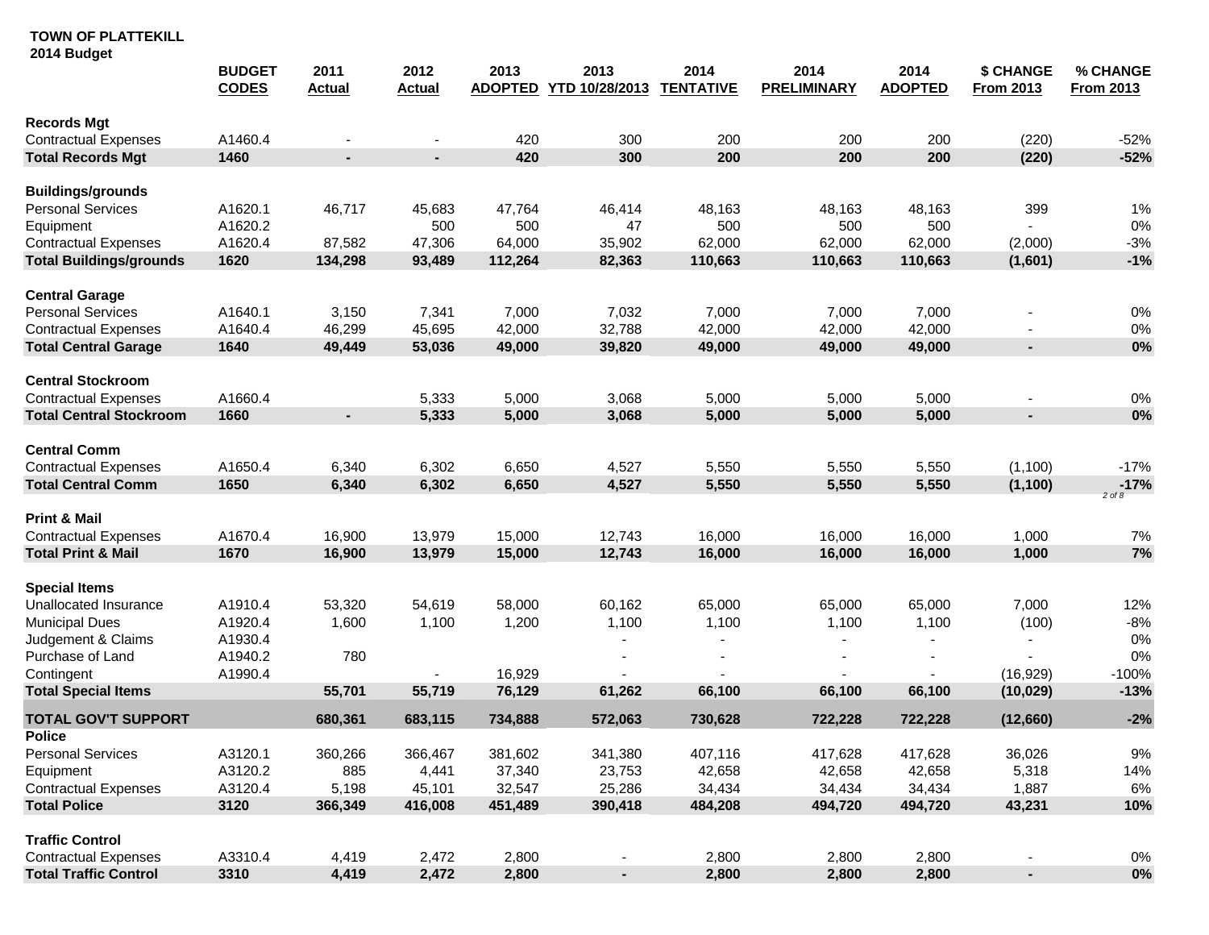**TOWN OF PLATTEKILL**
**2014 Budget**

| | BUDGET CODES | 2011 Actual | 2012 Actual | 2013 ADOPTED | 2013 YTD 10/28/2013 | 2014 TENTATIVE | 2014 PRELIMINARY | 2014 ADOPTED | $ CHANGE From 2013 | % CHANGE From 2013 |
|---|---|---|---|---|---|---|---|---|---|---|
| **Records Mgt** | | | | | | | | | | |
| Contractual Expenses | A1460.4 | - | - | 420 | 300 | 200 | 200 | 200 | (220) | -52% |
| **Total Records Mgt** | **1460** | **-** | **-** | **420** | **300** | **200** | **200** | **200** | **(220)** | **-52%** |
| **Buildings/grounds** | | | | | | | | | | |
| Personal Services | A1620.1 | 46,717 | 45,683 | 47,764 | 46,414 | 48,163 | 48,163 | 48,163 | 399 | 1% |
| Equipment | A1620.2 | | 500 | 500 | 47 | 500 | 500 | 500 | - | 0% |
| Contractual Expenses | A1620.4 | 87,582 | 47,306 | 64,000 | 35,902 | 62,000 | 62,000 | 62,000 | (2,000) | -3% |
| **Total Buildings/grounds** | **1620** | **134,298** | **93,489** | **112,264** | **82,363** | **110,663** | **110,663** | **110,663** | **(1,601)** | **-1%** |
| **Central Garage** | | | | | | | | | | |
| Personal Services | A1640.1 | 3,150 | 7,341 | 7,000 | 7,032 | 7,000 | 7,000 | 7,000 | - | 0% |
| Contractual Expenses | A1640.4 | 46,299 | 45,695 | 42,000 | 32,788 | 42,000 | 42,000 | 42,000 | - | 0% |
| **Total Central Garage** | **1640** | **49,449** | **53,036** | **49,000** | **39,820** | **49,000** | **49,000** | **49,000** | **-** | **0%** |
| **Central Stockroom** | | | | | | | | | | |
| Contractual Expenses | A1660.4 | | 5,333 | 5,000 | 3,068 | 5,000 | 5,000 | 5,000 | - | 0% |
| **Total Central Stockroom** | **1660** | **-** | **5,333** | **5,000** | **3,068** | **5,000** | **5,000** | **5,000** | **-** | **0%** |
| **Central Comm** | | | | | | | | | | |
| Contractual Expenses | A1650.4 | 6,340 | 6,302 | 6,650 | 4,527 | 5,550 | 5,550 | 5,550 | (1,100) | -17% |
| **Total Central Comm** | **1650** | **6,340** | **6,302** | **6,650** | **4,527** | **5,550** | **5,550** | **5,550** | **(1,100)** | **-17%** |
| **Print & Mail** | | | | | | | | | | |
| Contractual Expenses | A1670.4 | 16,900 | 13,979 | 15,000 | 12,743 | 16,000 | 16,000 | 16,000 | 1,000 | 7% |
| **Total Print & Mail** | **1670** | **16,900** | **13,979** | **15,000** | **12,743** | **16,000** | **16,000** | **16,000** | **1,000** | **7%** |
| **Special Items** | | | | | | | | | | |
| Unallocated Insurance | A1910.4 | 53,320 | 54,619 | 58,000 | 60,162 | 65,000 | 65,000 | 65,000 | 7,000 | 12% |
| Municipal Dues | A1920.4 | 1,600 | 1,100 | 1,200 | 1,100 | 1,100 | 1,100 | 1,100 | (100) | -8% |
| Judgement & Claims | A1930.4 | | | | - | - | - | - | - | 0% |
| Purchase of Land | A1940.2 | 780 | | | - | - | - | - | - | 0% |
| Contingent | A1990.4 | | - | 16,929 | - | - | - | - | (16,929) | -100% |
| **Total Special Items** | | **55,701** | **55,719** | **76,129** | **61,262** | **66,100** | **66,100** | **66,100** | **(10,029)** | **-13%** |
| **TOTAL GOV'T SUPPORT** | | **680,361** | **683,115** | **734,888** | **572,063** | **730,628** | **722,228** | **722,228** | **(12,660)** | **-2%** |
| **Police** | | | | | | | | | | |
| Personal Services | A3120.1 | 360,266 | 366,467 | 381,602 | 341,380 | 407,116 | 417,628 | 417,628 | 36,026 | 9% |
| Equipment | A3120.2 | 885 | 4,441 | 37,340 | 23,753 | 42,658 | 42,658 | 42,658 | 5,318 | 14% |
| Contractual Expenses | A3120.4 | 5,198 | 45,101 | 32,547 | 25,286 | 34,434 | 34,434 | 34,434 | 1,887 | 6% |
| **Total Police** | **3120** | **366,349** | **416,008** | **451,489** | **390,418** | **484,208** | **494,720** | **494,720** | **43,231** | **10%** |
| **Traffic Control** | | | | | | | | | | |
| Contractual Expenses | A3310.4 | 4,419 | 2,472 | 2,800 | - | 2,800 | 2,800 | 2,800 | - | 0% |
| **Total Traffic Control** | **3310** | **4,419** | **2,472** | **2,800** | **-** | **2,800** | **2,800** | **2,800** | **-** | **0%** |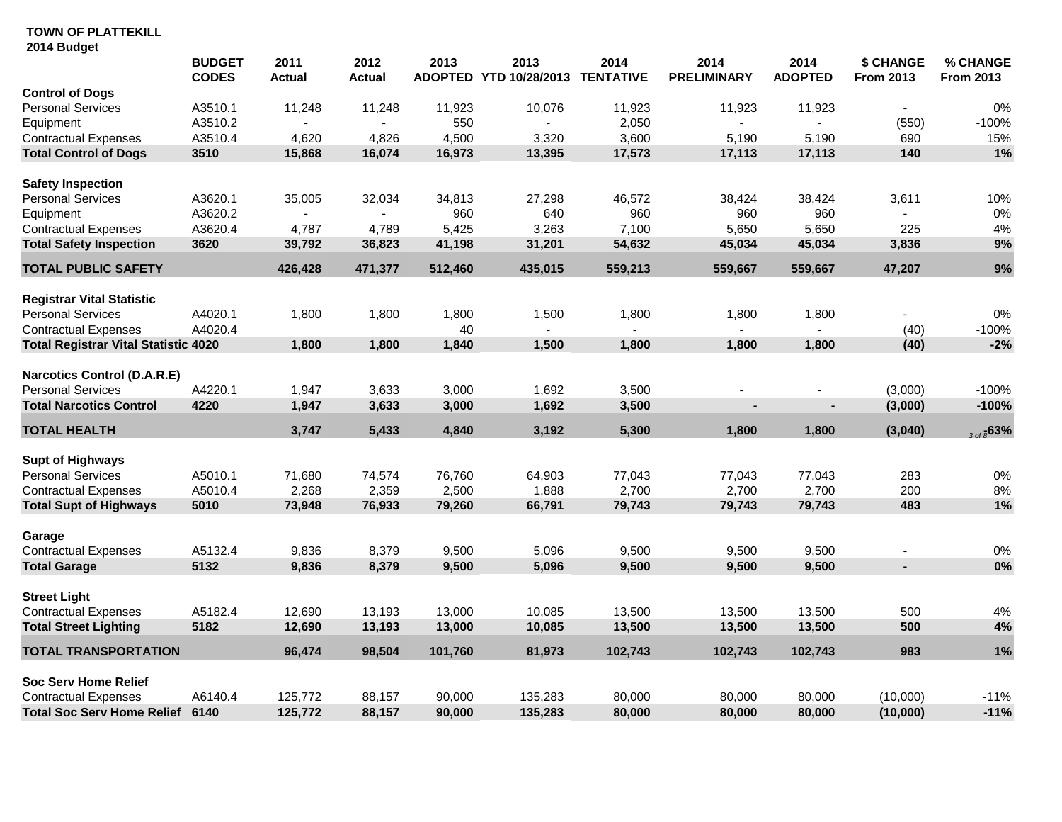**TOWN OF PLATTEKILL**
**2014 Budget**

| | BUDGET CODES | 2011 Actual | 2012 Actual | 2013 ADOPTED | 2013 YTD 10/28/2013 | 2014 TENTATIVE | 2014 PRELIMINARY | 2014 ADOPTED | $ CHANGE From 2013 | % CHANGE From 2013 |
|---|---|---|---|---|---|---|---|---|---|---|
| **Control of Dogs** | | | | | | | | | | |
| Personal Services | A3510.1 | 11,248 | 11,248 | 11,923 | 10,076 | 11,923 | 11,923 | 11,923 | - | 0% |
| Equipment | A3510.2 | - | - | 550 | - | 2,050 | - | - | (550) | -100% |
| Contractual Expenses | A3510.4 | 4,620 | 4,826 | 4,500 | 3,320 | 3,600 | 5,190 | 5,190 | 690 | 15% |
| **Total Control of Dogs** | **3510** | **15,868** | **16,074** | **16,973** | **13,395** | **17,573** | **17,113** | **17,113** | **140** | **1%** |
| | | | | | | | | | | |
| **Safety Inspection** | | | | | | | | | | |
| Personal Services | A3620.1 | 35,005 | 32,034 | 34,813 | 27,298 | 46,572 | 38,424 | 38,424 | 3,611 | 10% |
| Equipment | A3620.2 | - | - | 960 | 640 | 960 | 960 | 960 | - | 0% |
| Contractual Expenses | A3620.4 | 4,787 | 4,789 | 5,425 | 3,263 | 7,100 | 5,650 | 5,650 | 225 | 4% |
| **Total Safety Inspection** | **3620** | **39,792** | **36,823** | **41,198** | **31,201** | **54,632** | **45,034** | **45,034** | **3,836** | **9%** |
| **TOTAL PUBLIC SAFETY** | | **426,428** | **471,377** | **512,460** | **435,015** | **559,213** | **559,667** | **559,667** | **47,207** | **9%** |
| | | | | | | | | | | |
| **Registrar Vital Statistic** | | | | | | | | | | |
| Personal Services | A4020.1 | 1,800 | 1,800 | 1,800 | 1,500 | 1,800 | 1,800 | 1,800 | - | 0% |
| Contractual Expenses | A4020.4 | | | 40 | - | - | - | - | (40) | -100% |
| **Total Registrar Vital Statistic** | **4020** | **1,800** | **1,800** | **1,840** | **1,500** | **1,800** | **1,800** | **1,800** | **(40)** | **-2%** |
| | | | | | | | | | | |
| **Narcotics Control (D.A.R.E)** | | | | | | | | | | |
| Personal Services | A4220.1 | 1,947 | 3,633 | 3,000 | 1,692 | 3,500 | - | - | (3,000) | -100% |
| **Total Narcotics Control** | **4220** | **1,947** | **3,633** | **3,000** | **1,692** | **3,500** | **-** | **-** | **(3,000)** | **-100%** |
| **TOTAL HEALTH** | | **3,747** | **5,433** | **4,840** | **3,192** | **5,300** | **1,800** | **1,800** | **(3,040)** | **-63%** |
| | | | | | | | | | | |
| **Supt of Highways** | | | | | | | | | | |
| Personal Services | A5010.1 | 71,680 | 74,574 | 76,760 | 64,903 | 77,043 | 77,043 | 77,043 | 283 | 0% |
| Contractual Expenses | A5010.4 | 2,268 | 2,359 | 2,500 | 1,888 | 2,700 | 2,700 | 2,700 | 200 | 8% |
| **Total Supt of Highways** | **5010** | **73,948** | **76,933** | **79,260** | **66,791** | **79,743** | **79,743** | **79,743** | **483** | **1%** |
| | | | | | | | | | | |
| **Garage** | | | | | | | | | | |
| Contractual Expenses | A5132.4 | 9,836 | 8,379 | 9,500 | 5,096 | 9,500 | 9,500 | 9,500 | - | 0% |
| **Total Garage** | **5132** | **9,836** | **8,379** | **9,500** | **5,096** | **9,500** | **9,500** | **9,500** | **-** | **0%** |
| | | | | | | | | | | |
| **Street Light** | | | | | | | | | | |
| Contractual Expenses | A5182.4 | 12,690 | 13,193 | 13,000 | 10,085 | 13,500 | 13,500 | 13,500 | 500 | 4% |
| **Total Street Lighting** | **5182** | **12,690** | **13,193** | **13,000** | **10,085** | **13,500** | **13,500** | **13,500** | **500** | **4%** |
| **TOTAL TRANSPORTATION** | | **96,474** | **98,504** | **101,760** | **81,973** | **102,743** | **102,743** | **102,743** | **983** | **1%** |
| | | | | | | | | | | |
| **Soc Serv Home Relief** | | | | | | | | | | |
| Contractual Expenses | A6140.4 | 125,772 | 88,157 | 90,000 | 135,283 | 80,000 | 80,000 | 80,000 | (10,000) | -11% |
| **Total Soc Serv Home Relief** | **6140** | **125,772** | **88,157** | **90,000** | **135,283** | **80,000** | **80,000** | **80,000** | **(10,000)** | **-11%** |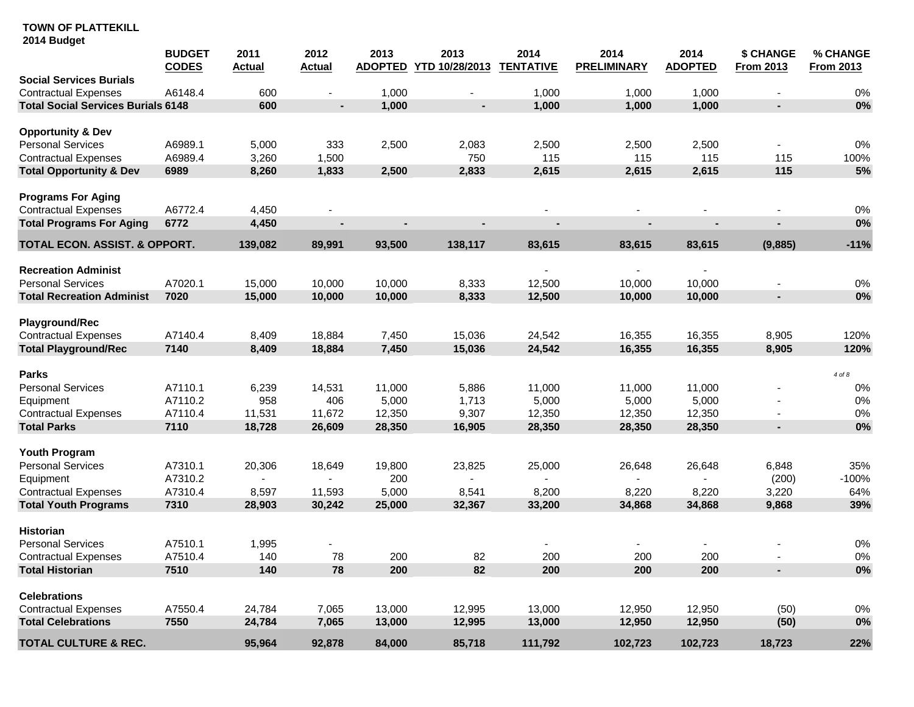**TOWN OF PLATTEKILL**
**2014 Budget**

| | BUDGET CODES | 2011 Actual | 2012 Actual | 2013 ADOPTED | 2013 YTD 10/28/2013 | 2014 TENTATIVE | 2014 PRELIMINARY | 2014 ADOPTED | $ CHANGE From 2013 | % CHANGE From 2013 |
|---|---|---|---|---|---|---|---|---|---|---|
| **Social Services Burials** | | | | | | | | | | |
| Contractual Expenses | A6148.4 | 600 | - | 1,000 | - | 1,000 | 1,000 | 1,000 | - | 0% |
| **Total Social Services Burials** | **6148** | **600** | **-** | **1,000** | **-** | **1,000** | **1,000** | **1,000** | **-** | **0%** |
| **Opportunity & Dev** | | | | | | | | | | |
| Personal Services | A6989.1 | 5,000 | 333 | 2,500 | 2,083 | 2,500 | 2,500 | 2,500 | - | 0% |
| Contractual Expenses | A6989.4 | 3,260 | 1,500 | | 750 | 115 | 115 | 115 | 115 | 100% |
| **Total Opportunity & Dev** | **6989** | **8,260** | **1,833** | **2,500** | **2,833** | **2,615** | **2,615** | **2,615** | **115** | **5%** |
| **Programs For Aging** | | | | | | | | | | |
| Contractual Expenses | A6772.4 | 4,450 | - | | | - | - | - | - | 0% |
| **Total Programs For Aging** | **6772** | **4,450** | **-** | **-** | **-** | **-** | **-** | **-** | **-** | **0%** |
| **TOTAL ECON. ASSIST. & OPPORT.** | | **139,082** | **89,991** | **93,500** | **138,117** | **83,615** | **83,615** | **83,615** | **(9,885)** | **-11%** |
| **Recreation Administ** | | | | | | - | - | - | | |
| Personal Services | A7020.1 | 15,000 | 10,000 | 10,000 | 8,333 | 12,500 | 10,000 | 10,000 | - | 0% |
| **Total Recreation Administ** | **7020** | **15,000** | **10,000** | **10,000** | **8,333** | **12,500** | **10,000** | **10,000** | **-** | **0%** |
| **Playground/Rec** | | | | | | | | | | |
| Contractual Expenses | A7140.4 | 8,409 | 18,884 | 7,450 | 15,036 | 24,542 | 16,355 | 16,355 | 8,905 | 120% |
| **Total Playground/Rec** | **7140** | **8,409** | **18,884** | **7,450** | **15,036** | **24,542** | **16,355** | **16,355** | **8,905** | **120%** |
| **Parks** | | | | | | | | | | |
| Personal Services | A7110.1 | 6,239 | 14,531 | 11,000 | 5,886 | 11,000 | 11,000 | 11,000 | - | 0% |
| Equipment | A7110.2 | 958 | 406 | 5,000 | 1,713 | 5,000 | 5,000 | 5,000 | - | 0% |
| Contractual Expenses | A7110.4 | 11,531 | 11,672 | 12,350 | 9,307 | 12,350 | 12,350 | 12,350 | - | 0% |
| **Total Parks** | **7110** | **18,728** | **26,609** | **28,350** | **16,905** | **28,350** | **28,350** | **28,350** | **-** | **0%** |
| **Youth Program** | | | | | | | | | | |
| Personal Services | A7310.1 | 20,306 | 18,649 | 19,800 | 23,825 | 25,000 | 26,648 | 26,648 | 6,848 | 35% |
| Equipment | A7310.2 | - | - | 200 | - | - | - | - | (200) | -100% |
| Contractual Expenses | A7310.4 | 8,597 | 11,593 | 5,000 | 8,541 | 8,200 | 8,220 | 8,220 | 3,220 | 64% |
| **Total Youth Programs** | **7310** | **28,903** | **30,242** | **25,000** | **32,367** | **33,200** | **34,868** | **34,868** | **9,868** | **39%** |
| **Historian** | | | | | | | | | | |
| Personal Services | A7510.1 | 1,995 | - | | | - | - | - | - | 0% |
| Contractual Expenses | A7510.4 | 140 | 78 | 200 | 82 | 200 | 200 | 200 | - | 0% |
| **Total Historian** | **7510** | **140** | **78** | **200** | **82** | **200** | **200** | **200** | **-** | **0%** |
| **Celebrations** | | | | | | | | | | |
| Contractual Expenses | A7550.4 | 24,784 | 7,065 | 13,000 | 12,995 | 13,000 | 12,950 | 12,950 | (50) | 0% |
| **Total Celebrations** | **7550** | **24,784** | **7,065** | **13,000** | **12,995** | **13,000** | **12,950** | **12,950** | **(50)** | **0%** |
| **TOTAL CULTURE & REC.** | | **95,964** | **92,878** | **84,000** | **85,718** | **111,792** | **102,723** | **102,723** | **18,723** | **22%** |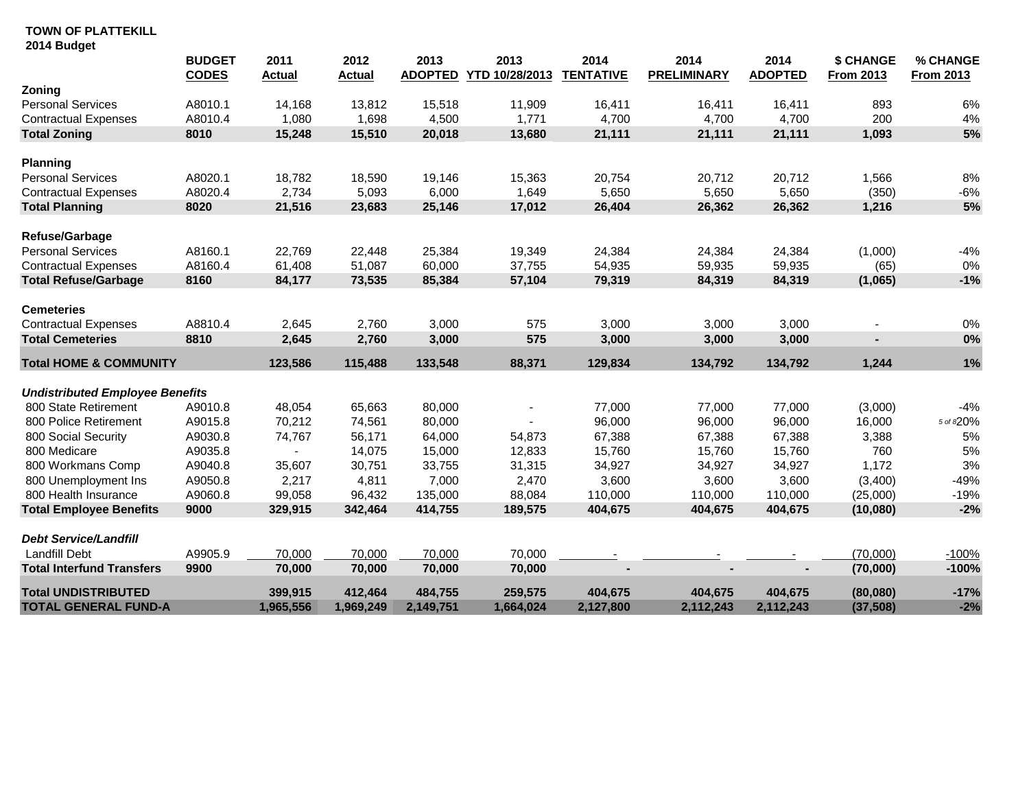**TOWN OF PLATTEKILL**
**2014 Budget**

| | BUDGET CODES | 2011 Actual | 2012 Actual | 2013 ADOPTED | 2013 YTD 10/28/2013 | 2014 TENTATIVE | 2014 PRELIMINARY | 2014 ADOPTED | $ CHANGE From 2013 | % CHANGE From 2013 |
|---|---|---|---|---|---|---|---|---|---|---|
| **Zoning** | | | | | | | | | | |
| Personal Services | A8010.1 | 14,168 | 13,812 | 15,518 | 11,909 | 16,411 | 16,411 | 16,411 | 893 | 6% |
| Contractual Expenses | A8010.4 | 1,080 | 1,698 | 4,500 | 1,771 | 4,700 | 4,700 | 4,700 | 200 | 4% |
| **Total Zoning** | **8010** | **15,248** | **15,510** | **20,018** | **13,680** | **21,111** | **21,111** | **21,111** | **1,093** | **5%** |
| **Planning** | | | | | | | | | | |
| Personal Services | A8020.1 | 18,782 | 18,590 | 19,146 | 15,363 | 20,754 | 20,712 | 20,712 | 1,566 | 8% |
| Contractual Expenses | A8020.4 | 2,734 | 5,093 | 6,000 | 1,649 | 5,650 | 5,650 | 5,650 | (350) | -6% |
| **Total Planning** | **8020** | **21,516** | **23,683** | **25,146** | **17,012** | **26,404** | **26,362** | **26,362** | **1,216** | **5%** |
| **Refuse/Garbage** | | | | | | | | | | |
| Personal Services | A8160.1 | 22,769 | 22,448 | 25,384 | 19,349 | 24,384 | 24,384 | 24,384 | (1,000) | -4% |
| Contractual Expenses | A8160.4 | 61,408 | 51,087 | 60,000 | 37,755 | 54,935 | 59,935 | 59,935 | (65) | 0% |
| **Total Refuse/Garbage** | **8160** | **84,177** | **73,535** | **85,384** | **57,104** | **79,319** | **84,319** | **84,319** | **(1,065)** | **-1%** |
| **Cemeteries** | | | | | | | | | | |
| Contractual Expenses | A8810.4 | 2,645 | 2,760 | 3,000 | 575 | 3,000 | 3,000 | 3,000 | - | 0% |
| **Total Cemeteries** | **8810** | **2,645** | **2,760** | **3,000** | **575** | **3,000** | **3,000** | **3,000** | **-** | **0%** |
| **Total HOME & COMMUNITY** | | **123,586** | **115,488** | **133,548** | **88,371** | **129,834** | **134,792** | **134,792** | **1,244** | **1%** |
| ***Undistributed Employee Benefits*** | | | | | | | | | | |
| 800 State Retirement | A9010.8 | 48,054 | 65,663 | 80,000 | - | 77,000 | 77,000 | 77,000 | (3,000) | -4% |
| 800 Police Retirement | A9015.8 | 70,212 | 74,561 | 80,000 | - | 96,000 | 96,000 | 96,000 | 16,000 | 20% |
| 800 Social Security | A9030.8 | 74,767 | 56,171 | 64,000 | 54,873 | 67,388 | 67,388 | 67,388 | 3,388 | 5% |
| 800 Medicare | A9035.8 | - | 14,075 | 15,000 | 12,833 | 15,760 | 15,760 | 15,760 | 760 | 5% |
| 800 Workmans Comp | A9040.8 | 35,607 | 30,751 | 33,755 | 31,315 | 34,927 | 34,927 | 34,927 | 1,172 | 3% |
| 800 Unemployment Ins | A9050.8 | 2,217 | 4,811 | 7,000 | 2,470 | 3,600 | 3,600 | 3,600 | (3,400) | -49% |
| 800 Health Insurance | A9060.8 | 99,058 | 96,432 | 135,000 | 88,084 | 110,000 | 110,000 | 110,000 | (25,000) | -19% |
| **Total Employee Benefits** | **9000** | **329,915** | **342,464** | **414,755** | **189,575** | **404,675** | **404,675** | **404,675** | **(10,080)** | **-2%** |
| ***Debt Service/Landfill*** | | | | | | | | | | |
| Landfill Debt | A9905.9 | 70,000 | 70,000 | 70,000 | 70,000 | - | - | - | (70,000) | -100% |
| **Total Interfund Transfers** | **9900** | **70,000** | **70,000** | **70,000** | **70,000** | **-** | **-** | **-** | **(70,000)** | **-100%** |
| **Total UNDISTRIBUTED** | | **399,915** | **412,464** | **484,755** | **259,575** | **404,675** | **404,675** | **404,675** | **(80,080)** | **-17%** |
| **TOTAL GENERAL FUND-A** | | **1,965,556** | **1,969,249** | **2,149,751** | **1,664,024** | **2,127,800** | **2,112,243** | **2,112,243** | **(37,508)** | **-2%** |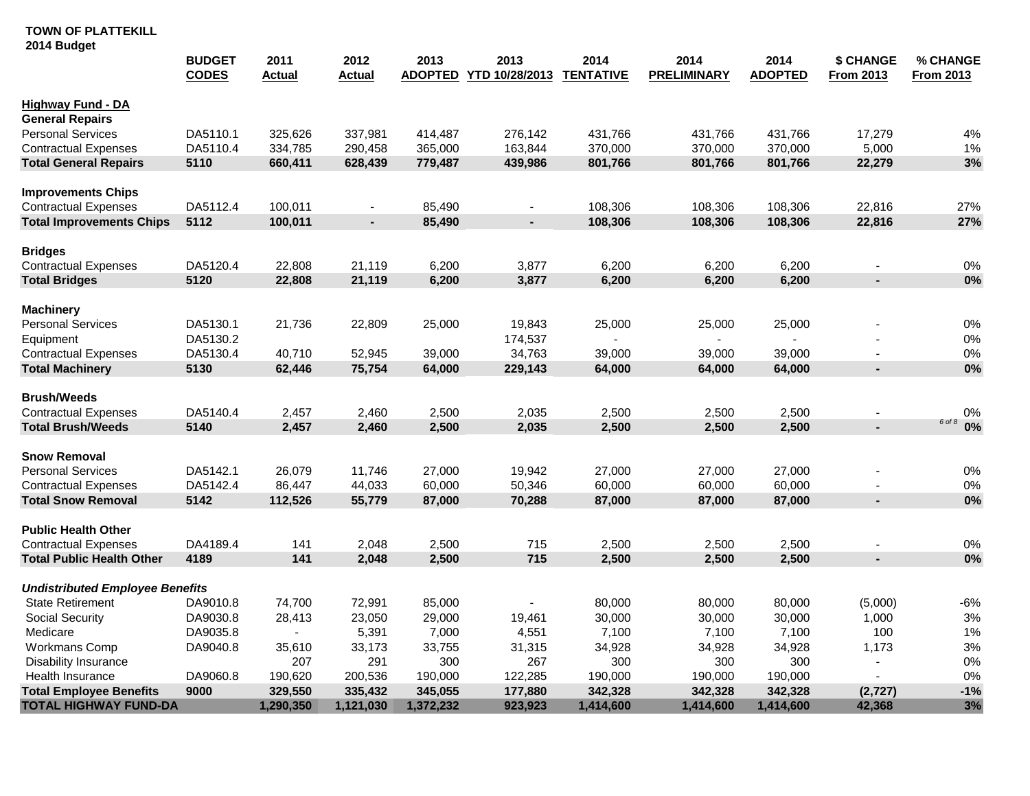**TOWN OF PLATTEKILL**
**2014 Budget**

| | BUDGET CODES | 2011 Actual | 2012 Actual | 2013 ADOPTED | 2013 YTD 10/28/2013 | 2014 TENTATIVE | 2014 PRELIMINARY | 2014 ADOPTED | $ CHANGE From 2013 | % CHANGE From 2013 |
|---|---|---|---|---|---|---|---|---|---|---|
| **Highway Fund - DA** | | | | | | | | | | |
| **General Repairs** | | | | | | | | | | |
| Personal Services | DA5110.1 | 325,626 | 337,981 | 414,487 | 276,142 | 431,766 | 431,766 | 431,766 | 17,279 | 4% |
| Contractual Expenses | DA5110.4 | 334,785 | 290,458 | 365,000 | 163,844 | 370,000 | 370,000 | 370,000 | 5,000 | 1% |
| **Total General Repairs** | **5110** | **660,411** | **628,439** | **779,487** | **439,986** | **801,766** | **801,766** | **801,766** | **22,279** | **3%** |
| **Improvements Chips** | | | | | | | | | | |
| Contractual Expenses | DA5112.4 | 100,011 | - | 85,490 | - | 108,306 | 108,306 | 108,306 | 22,816 | 27% |
| **Total Improvements Chips** | **5112** | **100,011** | **-** | **85,490** | **-** | **108,306** | **108,306** | **108,306** | **22,816** | **27%** |
| **Bridges** | | | | | | | | | | |
| Contractual Expenses | DA5120.4 | 22,808 | 21,119 | 6,200 | 3,877 | 6,200 | 6,200 | 6,200 | - | 0% |
| **Total Bridges** | **5120** | **22,808** | **21,119** | **6,200** | **3,877** | **6,200** | **6,200** | **6,200** | **-** | **0%** |
| **Machinery** | | | | | | | | | | |
| Personal Services | DA5130.1 | 21,736 | 22,809 | 25,000 | 19,843 | 25,000 | 25,000 | 25,000 | - | 0% |
| Equipment | DA5130.2 | | | | 174,537 | - | - | - | - | 0% |
| Contractual Expenses | DA5130.4 | 40,710 | 52,945 | 39,000 | 34,763 | 39,000 | 39,000 | 39,000 | - | 0% |
| **Total Machinery** | **5130** | **62,446** | **75,754** | **64,000** | **229,143** | **64,000** | **64,000** | **64,000** | **-** | **0%** |
| **Brush/Weeds** | | | | | | | | | | |
| Contractual Expenses | DA5140.4 | 2,457 | 2,460 | 2,500 | 2,035 | 2,500 | 2,500 | 2,500 | - | 0% |
| **Total Brush/Weeds** | **5140** | **2,457** | **2,460** | **2,500** | **2,035** | **2,500** | **2,500** | **2,500** | **-** | **0%** |
| **Snow Removal** | | | | | | | | | | |
| Personal Services | DA5142.1 | 26,079 | 11,746 | 27,000 | 19,942 | 27,000 | 27,000 | 27,000 | - | 0% |
| Contractual Expenses | DA5142.4 | 86,447 | 44,033 | 60,000 | 50,346 | 60,000 | 60,000 | 60,000 | - | 0% |
| **Total Snow Removal** | **5142** | **112,526** | **55,779** | **87,000** | **70,288** | **87,000** | **87,000** | **87,000** | **-** | **0%** |
| **Public Health Other** | | | | | | | | | | |
| Contractual Expenses | DA4189.4 | 141 | 2,048 | 2,500 | 715 | 2,500 | 2,500 | 2,500 | - | 0% |
| **Total Public Health Other** | **4189** | **141** | **2,048** | **2,500** | **715** | **2,500** | **2,500** | **2,500** | **-** | **0%** |
| ***Undistributed Employee Benefits*** | | | | | | | | | | |
| State Retirement | DA9010.8 | 74,700 | 72,991 | 85,000 | - | 80,000 | 80,000 | 80,000 | (5,000) | -6% |
| Social Security | DA9030.8 | 28,413 | 23,050 | 29,000 | 19,461 | 30,000 | 30,000 | 30,000 | 1,000 | 3% |
| Medicare | DA9035.8 | - | 5,391 | 7,000 | 4,551 | 7,100 | 7,100 | 7,100 | 100 | 1% |
| Workmans Comp | DA9040.8 | 35,610 | 33,173 | 33,755 | 31,315 | 34,928 | 34,928 | 34,928 | 1,173 | 3% |
| Disability Insurance | | 207 | 291 | 300 | 267 | 300 | 300 | 300 | - | 0% |
| Health Insurance | DA9060.8 | 190,620 | 200,536 | 190,000 | 122,285 | 190,000 | 190,000 | 190,000 | - | 0% |
| **Total Employee Benefits** | **9000** | **329,550** | **335,432** | **345,055** | **177,880** | **342,328** | **342,328** | **342,328** | **(2,727)** | **-1%** |
| **TOTAL HIGHWAY FUND-DA** | | **1,290,350** | **1,121,030** | **1,372,232** | **923,923** | **1,414,600** | **1,414,600** | **1,414,600** | **42,368** | **3%** |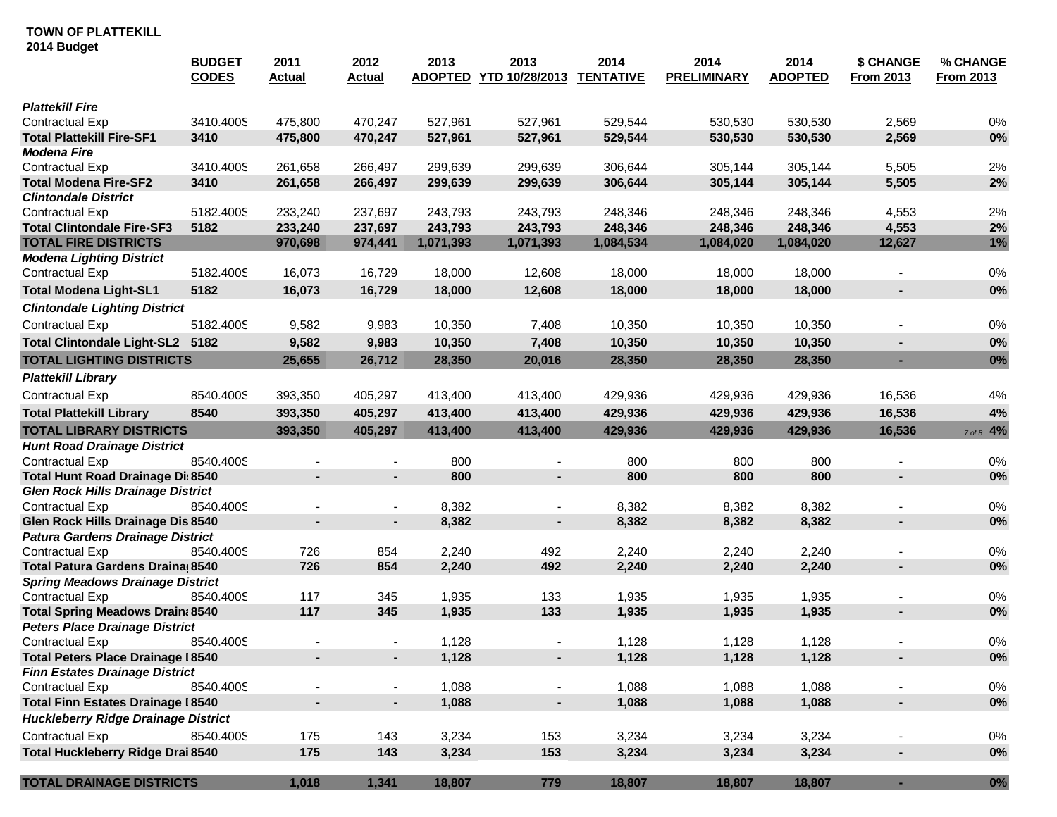**TOWN OF PLATTEKILL**
**2014 Budget**

| | BUDGET CODES | 2011 Actual | 2012 Actual | 2013 ADOPTED | 2013 YTD 10/28/2013 | 2014 TENTATIVE | 2014 PRELIMINARY | 2014 ADOPTED | $ CHANGE From 2013 | % CHANGE From 2013 |
|---|---|---|---|---|---|---|---|---|---|---|
| ***Plattekill Fire*** | | | | | | | | | | |
| Contractual Exp | 3410.400S | 475,800 | 470,247 | 527,961 | 527,961 | 529,544 | 530,530 | 530,530 | 2,569 | 0% |
| **Total Plattekill Fire-SF1** | **3410** | **475,800** | **470,247** | **527,961** | **527,961** | **529,544** | **530,530** | **530,530** | **2,569** | **0%** |
| ***Modena Fire*** | | | | | | | | | | |
| Contractual Exp | 3410.400S | 261,658 | 266,497 | 299,639 | 299,639 | 306,644 | 305,144 | 305,144 | 5,505 | 2% |
| **Total Modena Fire-SF2** | **3410** | **261,658** | **266,497** | **299,639** | **299,639** | **306,644** | **305,144** | **305,144** | **5,505** | **2%** |
| ***Clintondale District*** | | | | | | | | | | |
| Contractual Exp | 5182.400S | 233,240 | 237,697 | 243,793 | 243,793 | 248,346 | 248,346 | 248,346 | 4,553 | 2% |
| **Total Clintondale Fire-SF3** | **5182** | **233,240** | **237,697** | **243,793** | **243,793** | **248,346** | **248,346** | **248,346** | **4,553** | **2%** |
| **TOTAL FIRE DISTRICTS** | | **970,698** | **974,441** | **1,071,393** | **1,071,393** | **1,084,534** | **1,084,020** | **1,084,020** | **12,627** | **1%** |
| ***Modena Lighting District*** | | | | | | | | | | |
| Contractual Exp | 5182.400S | 16,073 | 16,729 | 18,000 | 12,608 | 18,000 | 18,000 | 18,000 | - | 0% |
| **Total Modena Light-SL1** | **5182** | **16,073** | **16,729** | **18,000** | **12,608** | **18,000** | **18,000** | **18,000** | **-** | **0%** |
| ***Clintondale Lighting District*** | | | | | | | | | | |
| Contractual Exp | 5182.400S | 9,582 | 9,983 | 10,350 | 7,408 | 10,350 | 10,350 | 10,350 | - | 0% |
| **Total Clintondale Light-SL2** | **5182** | **9,582** | **9,983** | **10,350** | **7,408** | **10,350** | **10,350** | **10,350** | **-** | **0%** |
| **TOTAL LIGHTING DISTRICTS** | | **25,655** | **26,712** | **28,350** | **20,016** | **28,350** | **28,350** | **28,350** | **-** | **0%** |
| ***Plattekill Library*** | | | | | | | | | | |
| Contractual Exp | 8540.400S | 393,350 | 405,297 | 413,400 | 413,400 | 429,936 | 429,936 | 429,936 | 16,536 | 4% |
| **Total Plattekill Library** | **8540** | **393,350** | **405,297** | **413,400** | **413,400** | **429,936** | **429,936** | **429,936** | **16,536** | **4%** |
| **TOTAL LIBRARY DISTRICTS** | | **393,350** | **405,297** | **413,400** | **413,400** | **429,936** | **429,936** | **429,936** | **16,536** | **4%** |
| ***Hunt Road Drainage District*** | | | | | | | | | | |
| Contractual Exp | 8540.400S | - | - | 800 | - | 800 | 800 | 800 | - | 0% |
| **Total Hunt Road Drainage Di** | **8540** | **-** | **-** | **800** | **-** | **800** | **800** | **800** | **-** | **0%** |
| ***Glen Rock Hills Drainage District*** | | | | | | | | | | |
| Contractual Exp | 8540.400S | - | - | 8,382 | - | 8,382 | 8,382 | 8,382 | - | 0% |
| **Glen Rock Hills Drainage Dis** | **8540** | **-** | **-** | **8,382** | **-** | **8,382** | **8,382** | **8,382** | **-** | **0%** |
| ***Patura Gardens Drainage District*** | | | | | | | | | | |
| Contractual Exp | 8540.400S | 726 | 854 | 2,240 | 492 | 2,240 | 2,240 | 2,240 | - | 0% |
| **Total Patura Gardens Draina** | **8540** | **726** | **854** | **2,240** | **492** | **2,240** | **2,240** | **2,240** | **-** | **0%** |
| ***Spring Meadows Drainage District*** | | | | | | | | | | |
| Contractual Exp | 8540.400S | 117 | 345 | 1,935 | 133 | 1,935 | 1,935 | 1,935 | - | 0% |
| **Total Spring Meadows Drain** | **8540** | **117** | **345** | **1,935** | **133** | **1,935** | **1,935** | **1,935** | **-** | **0%** |
| ***Peters Place Drainage District*** | | | | | | | | | | |
| Contractual Exp | 8540.400S | - | - | 1,128 | - | 1,128 | 1,128 | 1,128 | - | 0% |
| **Total Peters Place Drainage I** | **8540** | **-** | **-** | **1,128** | **-** | **1,128** | **1,128** | **1,128** | **-** | **0%** |
| ***Finn Estates Drainage District*** | | | | | | | | | | |
| Contractual Exp | 8540.400S | - | - | 1,088 | - | 1,088 | 1,088 | 1,088 | - | 0% |
| **Total Finn Estates Drainage I** | **8540** | **-** | **-** | **1,088** | **-** | **1,088** | **1,088** | **1,088** | **-** | **0%** |
| ***Huckleberry Ridge Drainage District*** | | | | | | | | | | |
| Contractual Exp | 8540.400S | 175 | 143 | 3,234 | 153 | 3,234 | 3,234 | 3,234 | - | 0% |
| **Total Huckleberry Ridge Drai** | **8540** | **175** | **143** | **3,234** | **153** | **3,234** | **3,234** | **3,234** | **-** | **0%** |
| **TOTAL DRAINAGE DISTRICTS** | | **1,018** | **1,341** | **18,807** | **779** | **18,807** | **18,807** | **18,807** | **-** | **0%** |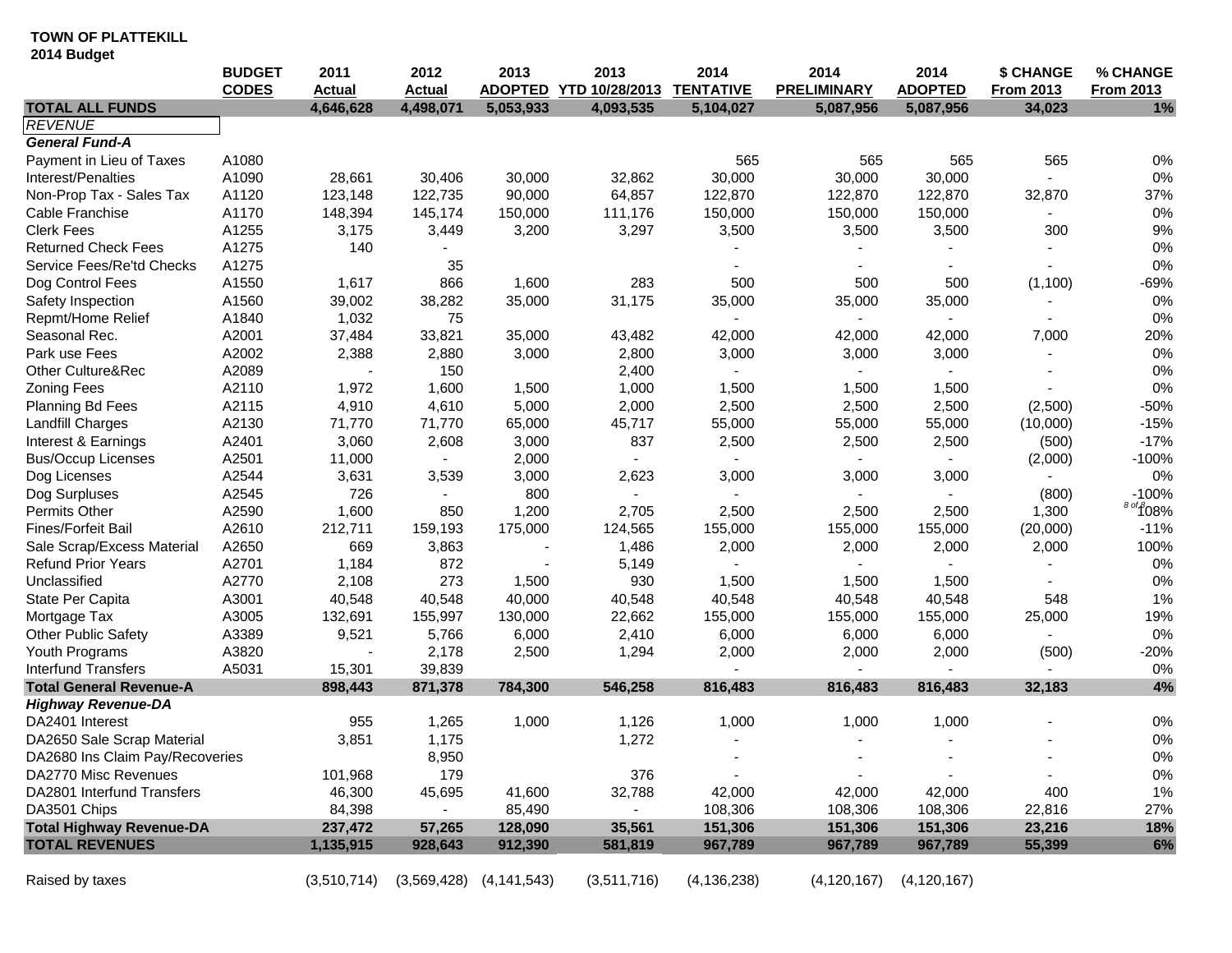**TOWN OF PLATTEKILL**
**2014 Budget**

| | BUDGET CODES | 2011 Actual | 2012 Actual | 2013 ADOPTED | 2013 YTD 10/28/2013 | 2014 TENTATIVE | 2014 PRELIMINARY | 2014 ADOPTED | $ CHANGE From 2013 | % CHANGE From 2013 |
|---|---|---|---|---|---|---|---|---|---|---|
| **TOTAL ALL FUNDS** | | **4,646,628** | **4,498,071** | **5,053,933** | **4,093,535** | **5,104,027** | **5,087,956** | **5,087,956** | **34,023** | **1%** |
| *REVENUE* | | | | | | | | | | |
| ***General Fund-A*** | | | | | | | | | | |
| Payment in Lieu of Taxes | A1080 | | | | | 565 | 565 | 565 | 565 | 0% |
| Interest/Penalties | A1090 | 28,661 | 30,406 | 30,000 | 32,862 | 30,000 | 30,000 | 30,000 | - | 0% |
| Non-Prop Tax - Sales Tax | A1120 | 123,148 | 122,735 | 90,000 | 64,857 | 122,870 | 122,870 | 122,870 | 32,870 | 37% |
| Cable Franchise | A1170 | 148,394 | 145,174 | 150,000 | 111,176 | 150,000 | 150,000 | 150,000 | - | 0% |
| Clerk Fees | A1255 | 3,175 | 3,449 | 3,200 | 3,297 | 3,500 | 3,500 | 3,500 | 300 | 9% |
| Returned Check Fees | A1275 | 140 | - | | | - | - | - | - | 0% |
| Service Fees/Re'td Checks | A1275 | | 35 | | | - | - | - | - | 0% |
| Dog Control Fees | A1550 | 1,617 | 866 | 1,600 | 283 | 500 | 500 | 500 | (1,100) | -69% |
| Safety Inspection | A1560 | 39,002 | 38,282 | 35,000 | 31,175 | 35,000 | 35,000 | 35,000 | - | 0% |
| Repmt/Home Relief | A1840 | 1,032 | 75 | | | - | - | - | - | 0% |
| Seasonal Rec. | A2001 | 37,484 | 33,821 | 35,000 | 43,482 | 42,000 | 42,000 | 42,000 | 7,000 | 20% |
| Park use Fees | A2002 | 2,388 | 2,880 | 3,000 | 2,800 | 3,000 | 3,000 | 3,000 | - | 0% |
| Other Culture&Rec | A2089 | - | 150 | | 2,400 | - | - | - | - | 0% |
| Zoning Fees | A2110 | 1,972 | 1,600 | 1,500 | 1,000 | 1,500 | 1,500 | 1,500 | - | 0% |
| Planning Bd Fees | A2115 | 4,910 | 4,610 | 5,000 | 2,000 | 2,500 | 2,500 | 2,500 | (2,500) | -50% |
| Landfill Charges | A2130 | 71,770 | 71,770 | 65,000 | 45,717 | 55,000 | 55,000 | 55,000 | (10,000) | -15% |
| Interest & Earnings | A2401 | 3,060 | 2,608 | 3,000 | 837 | 2,500 | 2,500 | 2,500 | (500) | -17% |
| Bus/Occup Licenses | A2501 | 11,000 | - | 2,000 | - | - | - | - | (2,000) | -100% |
| Dog Licenses | A2544 | 3,631 | 3,539 | 3,000 | 2,623 | 3,000 | 3,000 | 3,000 | - | 0% |
| Dog Surpluses | A2545 | 726 | - | 800 | - | - | - | - | (800) | -100% |
| Permits Other | A2590 | 1,600 | 850 | 1,200 | 2,705 | 2,500 | 2,500 | 2,500 | 1,300 | 108% |
| Fines/Forfeit Bail | A2610 | 212,711 | 159,193 | 175,000 | 124,565 | 155,000 | 155,000 | 155,000 | (20,000) | -11% |
| Sale Scrap/Excess Material | A2650 | 669 | 3,863 | - | 1,486 | 2,000 | 2,000 | 2,000 | 2,000 | 100% |
| Refund Prior Years | A2701 | 1,184 | 872 | - | 5,149 | - | - | - | - | 0% |
| Unclassified | A2770 | 2,108 | 273 | 1,500 | 930 | 1,500 | 1,500 | 1,500 | - | 0% |
| State Per Capita | A3001 | 40,548 | 40,548 | 40,000 | 40,548 | 40,548 | 40,548 | 40,548 | 548 | 1% |
| Mortgage Tax | A3005 | 132,691 | 155,997 | 130,000 | 22,662 | 155,000 | 155,000 | 155,000 | 25,000 | 19% |
| Other Public Safety | A3389 | 9,521 | 5,766 | 6,000 | 2,410 | 6,000 | 6,000 | 6,000 | - | 0% |
| Youth Programs | A3820 | - | 2,178 | 2,500 | 1,294 | 2,000 | 2,000 | 2,000 | (500) | -20% |
| Interfund Transfers | A5031 | 15,301 | 39,839 | | | - | - | - | - | 0% |
| **Total General Revenue-A** | | **898,443** | **871,378** | **784,300** | **546,258** | **816,483** | **816,483** | **816,483** | **32,183** | **4%** |
| ***Highway Revenue-DA*** | | | | | | | | | | |
| DA2401 Interest | | 955 | 1,265 | 1,000 | 1,126 | 1,000 | 1,000 | 1,000 | - | 0% |
| DA2650 Sale Scrap Material | | 3,851 | 1,175 | | 1,272 | - | - | - | - | 0% |
| DA2680 Ins Claim Pay/Recoveries | | | 8,950 | | | - | - | - | - | 0% |
| DA2770 Misc Revenues | | 101,968 | 179 | | 376 | - | - | - | - | 0% |
| DA2801 Interfund Transfers | | 46,300 | 45,695 | 41,600 | 32,788 | 42,000 | 42,000 | 42,000 | 400 | 1% |
| DA3501 Chips | | 84,398 | - | 85,490 | - | 108,306 | 108,306 | 108,306 | 22,816 | 27% |
| **Total Highway Revenue-DA** | | **237,472** | **57,265** | **128,090** | **35,561** | **151,306** | **151,306** | **151,306** | **23,216** | **18%** |
| **TOTAL REVENUES** | | **1,135,915** | **928,643** | **912,390** | **581,819** | **967,789** | **967,789** | **967,789** | **55,399** | **6%** |
| Raised by taxes | | (3,510,714) | (3,569,428) | (4,141,543) | (3,511,716) | (4,136,238) | (4,120,167) | (4,120,167) | | |